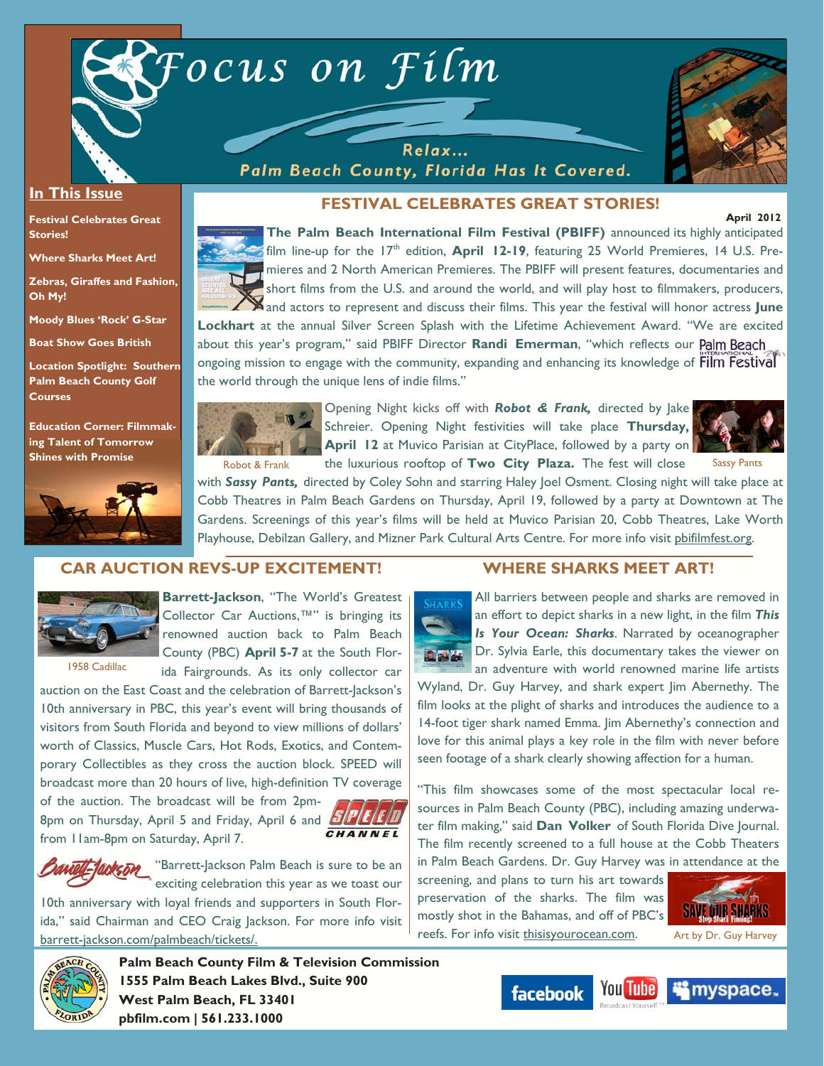# Focus on Film

Relax...
Palm Beach County, Florida Has It Covered.

## In This Issue

**Festival Celebrates Great Stories!**

**Where Sharks Meet Art!**

**Zebras, Giraffes and Fashion, Oh My!**

**Moody Blues 'Rock' G-Star**

**Boat Show Goes British**

**Location Spotlight: Southern Palm Beach County Golf Courses**

**Education Corner: Filmmaking Talent of Tomorrow Shines with Promise**

## FESTIVAL CELEBRATES GREAT STORIES!

**April 2012**

**The Palm Beach International Film Festival (PBIFF)** announced its highly anticipated film line-up for the 17th edition, **April 12-19**, featuring 25 World Premieres, 14 U.S. Premieres and 2 North American Premieres. The PBIFF will present features, documentaries and short films from the U.S. and around the world, and will play host to filmmakers, producers, and actors to represent and discuss their films. This year the festival will honor actress **June Lockhart** at the annual Silver Screen Splash with the Lifetime Achievement Award. "We are excited about this year's program," said PBIFF Director **Randi Emerman**, "which reflects our ongoing mission to engage with the community, expanding and enhancing its knowledge of the world through the unique lens of indie films."

Robot & Frank

Sassy Pants

Opening Night kicks off with ***Robot & Frank,*** directed by Jake Schreier. Opening Night festivities will take place **Thursday, April 12** at Muvico Parisian at CityPlace, followed by a party on the luxurious rooftop of **Two City Plaza.** The fest will close with ***Sassy Pants,*** directed by Coley Sohn and starring Haley Joel Osment. Closing night will take place at Cobb Theatres in Palm Beach Gardens on Thursday, April 19, followed by a party at Downtown at The Gardens. Screenings of this year's films will be held at Muvico Parisian 20, Cobb Theatres, Lake Worth Playhouse, Debilzan Gallery, and Mizner Park Cultural Arts Centre. For more info visit pbifilmfest.org.

## CAR AUCTION REVS-UP EXCITEMENT!

1958 Cadillac

**Barrett-Jackson**, "The World's Greatest Collector Car Auctions,™" is bringing its renowned auction back to Palm Beach County (PBC) **April 5-7** at the South Florida Fairgrounds. As its only collector car auction on the East Coast and the celebration of Barrett-Jackson's 10th anniversary in PBC, this year's event will bring thousands of visitors from South Florida and beyond to view millions of dollars' worth of Classics, Muscle Cars, Hot Rods, Exotics, and Contemporary Collectibles as they cross the auction block. SPEED will broadcast more than 20 hours of live, high-definition TV coverage of the auction. The broadcast will be from 2pm-8pm on Thursday, April 5 and Friday, April 6 and from 11am-8pm on Saturday, April 7.

"Barrett-Jackson Palm Beach is sure to be an exciting celebration this year as we toast our 10th anniversary with loyal friends and supporters in South Florida," said Chairman and CEO Craig Jackson. For more info visit barrett-jackson.com/palmbeach/tickets/.

## WHERE SHARKS MEET ART!

All barriers between people and sharks are removed in an effort to depict sharks in a new light, in the film ***This Is Your Ocean: Sharks***. Narrated by oceanographer Dr. Sylvia Earle, this documentary takes the viewer on an adventure with world renowned marine life artists Wyland, Dr. Guy Harvey, and shark expert Jim Abernethy. The film looks at the plight of sharks and introduces the audience to a 14-foot tiger shark named Emma. Jim Abernethy's connection and love for this animal plays a key role in the film with never before seen footage of a shark clearly showing affection for a human.

"This film showcases some of the most spectacular local resources in Palm Beach County (PBC), including amazing underwater film making," said **Dan Volker** of South Florida Dive Journal. The film recently screened to a full house at the Cobb Theaters in Palm Beach Gardens. Dr. Guy Harvey was in attendance at the screening, and plans to turn his art towards preservation of the sharks. The film was mostly shot in the Bahamas, and off of PBC's reefs. For info visit thisisyourocean.com.

Art by Dr. Guy Harvey

**Palm Beach County Film & Television Commission**
**1555 Palm Beach Lakes Blvd., Suite 900**
**West Palm Beach, FL 33401**
**pbfilm.com | 561.233.1000**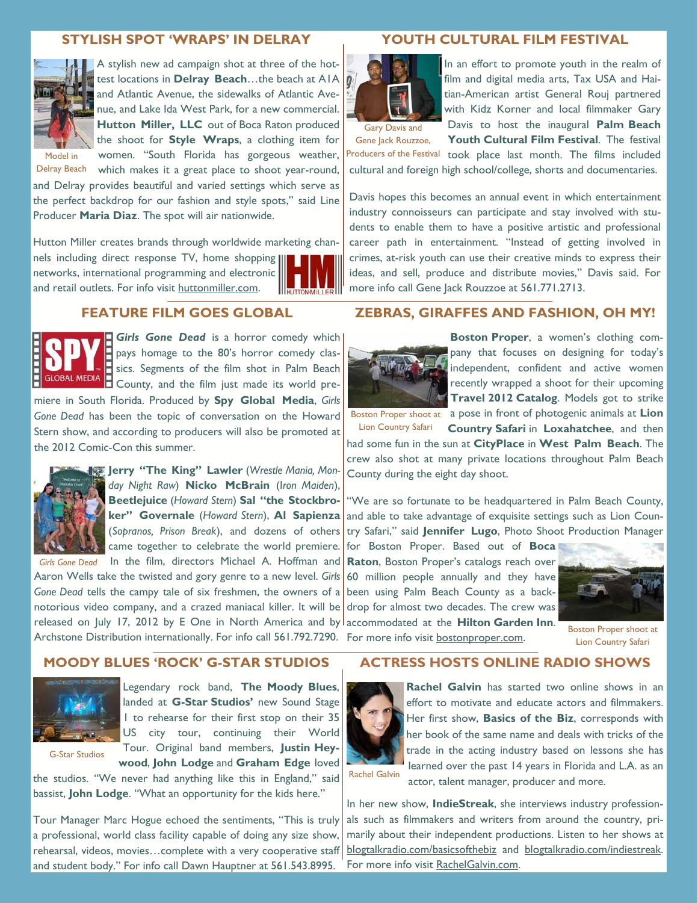## STYLISH SPOT 'WRAPS' IN DELRAY

Model in Delray Beach

A stylish new ad campaign shot at three of the hottest locations in **Delray Beach**…the beach at A1A and Atlantic Avenue, the sidewalks of Atlantic Avenue, and Lake Ida West Park, for a new commercial. **Hutton Miller, LLC** out of Boca Raton produced the shoot for **Style Wraps**, a clothing item for women. "South Florida has gorgeous weather, which makes it a great place to shoot year-round, and Delray provides beautiful and varied settings which serve as the perfect backdrop for our fashion and style spots," said Line Producer **Maria Diaz**. The spot will air nationwide.

Hutton Miller creates brands through worldwide marketing channels including direct response TV, home shopping networks, international programming and electronic and retail outlets. For info visit huttonmiller.com.

## YOUTH CULTURAL FILM FESTIVAL

Gary Davis and Gene Jack Rouzzoe, Producers of the Festival

In an effort to promote youth in the realm of film and digital media arts, Tax USA and Haitian-American artist General Rouj partnered with Kidz Korner and local filmmaker Gary Davis to host the inaugural **Palm Beach Youth Cultural Film Festival**. The festival took place last month. The films included cultural and foreign high school/college, shorts and documentaries.

Davis hopes this becomes an annual event in which entertainment industry connoisseurs can participate and stay involved with students to enable them to have a positive artistic and professional career path in entertainment. "Instead of getting involved in crimes, at-risk youth can use their creative minds to express their ideas, and sell, produce and distribute movies," Davis said. For more info call Gene Jack Rouzzoe at 561.771.2713.

## FEATURE FILM GOES GLOBAL

***Girls Gone Dead*** is a horror comedy which pays homage to the 80's horror comedy classics. Segments of the film shot in Palm Beach County, and the film just made its world premiere in South Florida. Produced by **Spy Global Media**, *Girls Gone Dead* has been the topic of conversation on the Howard Stern show, and according to producers will also be promoted at the 2012 Comic-Con this summer.

*Girls Gone Dead*

**Jerry "The King" Lawler** (*Wrestle Mania, Monday Night Raw*) **Nicko McBrain** (*Iron Maiden*), **Beetlejuice** (*Howard Stern*) **Sal "the Stockbroker" Governale** (*Howard Stern*), **Al Sapienza** (*Sopranos, Prison Break*), and dozens of others came together to celebrate the world premiere. In the film, directors Michael A. Hoffman and Aaron Wells take the twisted and gory genre to a new level. *Girls Gone Dead* tells the campy tale of six freshmen, the owners of a notorious video company, and a crazed maniacal killer. It will be released on July 17, 2012 by E One in North America and by Archstone Distribution internationally. For info call 561.792.7290.

## ZEBRAS, GIRAFFES AND FASHION, OH MY!

Boston Proper shoot at Lion Country Safari

**Boston Proper**, a women's clothing company that focuses on designing for today's independent, confident and active women recently wrapped a shoot for their upcoming **Travel 2012 Catalog**. Models got to strike a pose in front of photogenic animals at **Lion Country Safari** in **Loxahatchee**, and then had some fun in the sun at **CityPlace** in **West Palm Beach**. The crew also shot at many private locations throughout Palm Beach County during the eight day shoot.

"We are so fortunate to be headquartered in Palm Beach County, and able to take advantage of exquisite settings such as Lion Country Safari," said **Jennifer Lugo**, Photo Shoot Production Manager for Boston Proper. Based out of **Boca Raton**, Boston Proper's catalogs reach over 60 million people annually and they have been using Palm Beach County as a backdrop for almost two decades. The crew was accommodated at the **Hilton Garden Inn**. For more info visit bostonproper.com.

Boston Proper shoot at Lion Country Safari

## MOODY BLUES 'ROCK' G-STAR STUDIOS

G-Star Studios

Legendary rock band, **The Moody Blues**, landed at **G-Star Studios'** new Sound Stage 1 to rehearse for their first stop on their 35 US city tour, continuing their World Tour. Original band members, **Justin Heywood**, **John Lodge** and **Graham Edge** loved the studios. "We never had anything like this in England," said bassist, **John Lodge**. "What an opportunity for the kids here."

Tour Manager Marc Hogue echoed the sentiments, "This is truly a professional, world class facility capable of doing any size show, rehearsal, videos, movies…complete with a very cooperative staff and student body." For info call Dawn Hauptner at 561.543.8995.

## ACTRESS HOSTS ONLINE RADIO SHOWS

Rachel Galvin

**Rachel Galvin** has started two online shows in an effort to motivate and educate actors and filmmakers. Her first show, **Basics of the Biz**, corresponds with her book of the same name and deals with tricks of the trade in the acting industry based on lessons she has learned over the past 14 years in Florida and L.A. as an actor, talent manager, producer and more.

In her new show, **IndieStreak**, she interviews industry professionals such as filmmakers and writers from around the country, primarily about their independent productions. Listen to her shows at blogtalkradio.com/basicsofthebiz and blogtalkradio.com/indiestreak. For more info visit RachelGalvin.com.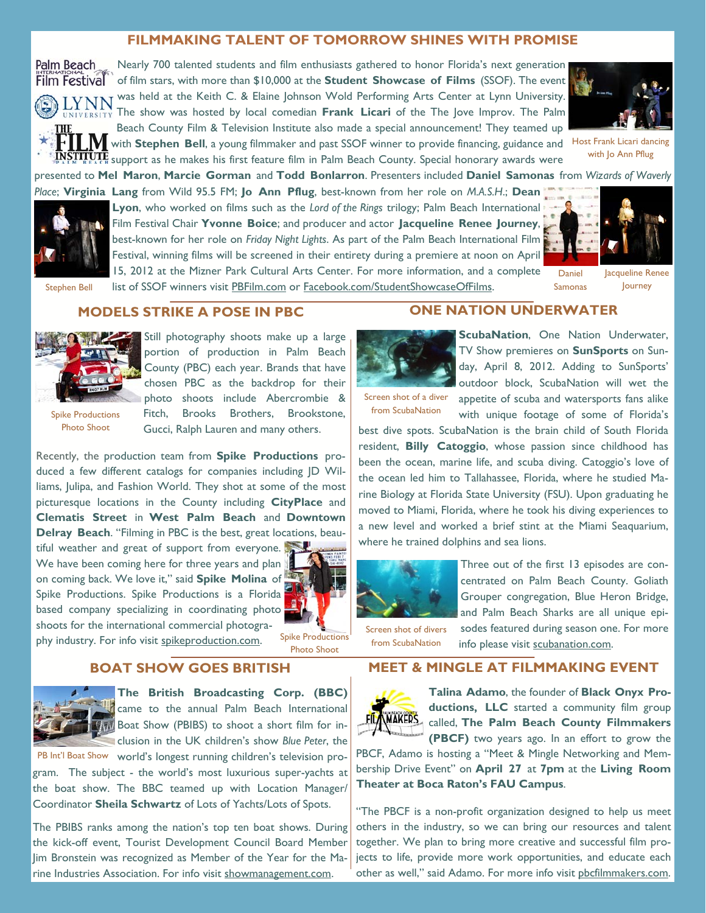## FILMMAKING TALENT OF TOMORROW SHINES WITH PROMISE

Nearly 700 talented students and film enthusiasts gathered to honor Florida's next generation of film stars, with more than $10,000 at the **Student Showcase of Films** (SSOF). The event was held at the Keith C. & Elaine Johnson Wold Performing Arts Center at Lynn University. The show was hosted by local comedian **Frank Licari** of the The Jove Improv. The Palm Beach County Film & Television Institute also made a special announcement! They teamed up with **Stephen Bell**, a young filmmaker and past SSOF winner to provide financing, guidance and support as he makes his first feature film in Palm Beach County. Special honorary awards were presented to **Mel Maron**, **Marcie Gorman** and **Todd Bonlarron**. Presenters included **Daniel Samonas** from *Wizards of Waverly Place*; **Virginia Lang** from Wild 95.5 FM; **Jo Ann Pflug**, best-known from her role on *M.A.S.H.*; **Dean Lyon**, who worked on films such as the *Lord of the Rings* trilogy; Palm Beach International Film Festival Chair **Yvonne Boice**; and producer and actor **Jacqueline Renee Journey**, best-known for her role on *Friday Night Lights*. As part of the Palm Beach International Film Festival, winning films will be screened in their entirety during a premiere at noon on April 15, 2012 at the Mizner Park Cultural Arts Center. For more information, and a complete list of SSOF winners visit PBFilm.com or Facebook.com/StudentShowcaseOfFilms.

Host Frank Licari dancing with Jo Ann Pflug

Stephen Bell

Daniel Samonas

Jacqueline Renee Journey

## MODELS STRIKE A POSE IN PBC

Spike Productions Photo Shoot

Still photography shoots make up a large portion of production in Palm Beach County (PBC) each year. Brands that have chosen PBC as the backdrop for their photo shoots include Abercrombie & Fitch, Brooks Brothers, Brookstone, Gucci, Ralph Lauren and many others.

Recently, the production team from **Spike Productions** produced a few different catalogs for companies including JD Williams, Julipa, and Fashion World. They shot at some of the most picturesque locations in the County including **CityPlace** and **Clematis Street** in **West Palm Beach** and **Downtown Delray Beach**. "Filming in PBC is the best, great locations, beautiful weather and great of support from everyone. We have been coming here for three years and plan on coming back. We love it," said **Spike Molina** of Spike Productions. Spike Productions is a Florida based company specializing in coordinating photo shoots for the international commercial photography industry. For info visit spikeproduction.com.

Spike Productions Photo Shoot

## ONE NATION UNDERWATER

Screen shot of a diver from ScubaNation

**ScubaNation**, One Nation Underwater, TV Show premieres on **SunSports** on Sunday, April 8, 2012. Adding to SunSports' outdoor block, ScubaNation will wet the appetite of scuba and watersports fans alike with unique footage of some of Florida's best dive spots. ScubaNation is the brain child of South Florida resident, **Billy Catoggio**, whose passion since childhood has been the ocean, marine life, and scuba diving. Catoggio's love of the ocean led him to Tallahassee, Florida, where he studied Marine Biology at Florida State University (FSU). Upon graduating he moved to Miami, Florida, where he took his diving experiences to a new level and worked a brief stint at the Miami Seaquarium, where he trained dolphins and sea lions.

Screen shot of divers from ScubaNation

Three out of the first 13 episodes are concentrated on Palm Beach County. Goliath Grouper congregation, Blue Heron Bridge, and Palm Beach Sharks are all unique episodes featured during season one. For more info please visit scubanation.com.

## BOAT SHOW GOES BRITISH

PB Int'l Boat Show

**The British Broadcasting Corp. (BBC)** came to the annual Palm Beach International Boat Show (PBIBS) to shoot a short film for inclusion in the UK children's show *Blue Peter*, the world's longest running children's television program. The subject - the world's most luxurious super-yachts at the boat show. The BBC teamed up with Location Manager/Coordinator **Sheila Schwartz** of Lots of Yachts/Lots of Spots.

The PBIBS ranks among the nation's top ten boat shows. During the kick-off event, Tourist Development Council Board Member Jim Bronstein was recognized as Member of the Year for the Marine Industries Association. For info visit showmanagement.com.

## MEET & MINGLE AT FILMMAKING EVENT

**Talina Adamo**, the founder of **Black Onyx Productions, LLC** started a community film group called, **The Palm Beach County Filmmakers (PBCF)** two years ago. In an effort to grow the PBCF, Adamo is hosting a "Meet & Mingle Networking and Membership Drive Event" on **April 27** at **7pm** at the **Living Room Theater at Boca Raton's FAU Campus**.

"The PBCF is a non-profit organization designed to help us meet others in the industry, so we can bring our resources and talent together. We plan to bring more creative and successful film projects to life, provide more work opportunities, and educate each other as well," said Adamo. For more info visit pbcfilmmakers.com.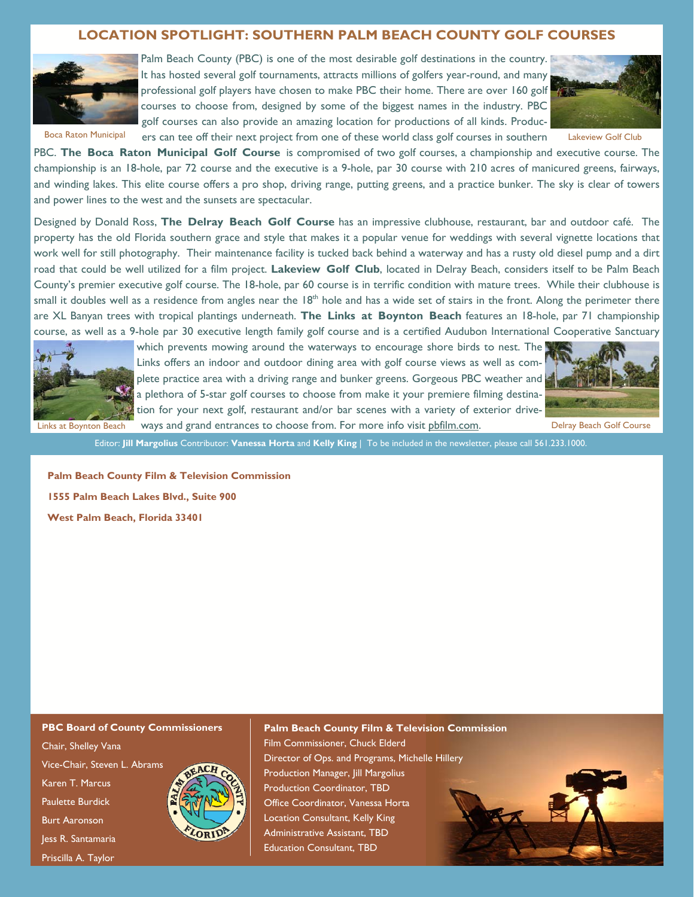## LOCATION SPOTLIGHT: SOUTHERN PALM BEACH COUNTY GOLF COURSES

Boca Raton Municipal

Lakeview Golf Club

Palm Beach County (PBC) is one of the most desirable golf destinations in the country. It has hosted several golf tournaments, attracts millions of golfers year-round, and many professional golf players have chosen to make PBC their home. There are over 160 golf courses to choose from, designed by some of the biggest names in the industry. PBC golf courses can also provide an amazing location for productions of all kinds. Producers can tee off their next project from one of these world class golf courses in southern PBC. **The Boca Raton Municipal Golf Course** is compromised of two golf courses, a championship and executive course. The championship is an 18-hole, par 72 course and the executive is a 9-hole, par 30 course with 210 acres of manicured greens, fairways, and winding lakes. This elite course offers a pro shop, driving range, putting greens, and a practice bunker. The sky is clear of towers and power lines to the west and the sunsets are spectacular.

Designed by Donald Ross, **The Delray Beach Golf Course** has an impressive clubhouse, restaurant, bar and outdoor café. The property has the old Florida southern grace and style that makes it a popular venue for weddings with several vignette locations that work well for still photography. Their maintenance facility is tucked back behind a waterway and has a rusty old diesel pump and a dirt road that could be well utilized for a film project. **Lakeview Golf Club**, located in Delray Beach, considers itself to be Palm Beach County's premier executive golf course. The 18-hole, par 60 course is in terrific condition with mature trees. While their clubhouse is small it doubles well as a residence from angles near the 18th hole and has a wide set of stairs in the front. Along the perimeter there are XL Banyan trees with tropical plantings underneath. **The Links at Boynton Beach** features an 18-hole, par 71 championship course, as well as a 9-hole par 30 executive length family golf course and is a certified Audubon International Cooperative Sanctuary which prevents mowing around the waterways to encourage shore birds to nest. The Links offers an indoor and outdoor dining area with golf course views as well as complete practice area with a driving range and bunker greens. Gorgeous PBC weather and a plethora of 5-star golf courses to choose from make it your premiere filming destination for your next golf, restaurant and/or bar scenes with a variety of exterior driveways and grand entrances to choose from. For more info visit pbfilm.com.

Links at Boynton Beach

Delray Beach Golf Course

Editor: **Jill Margolius** Contributor: **Vanessa Horta** and **Kelly King** | To be included in the newsletter, please call 561.233.1000.

**Palm Beach County Film & Television Commission**

**1555 Palm Beach Lakes Blvd., Suite 900**

**West Palm Beach, Florida 33401**

**PBC Board of County Commissioners**

Chair, Shelley Vana
Vice-Chair, Steven L. Abrams
Karen T. Marcus
Paulette Burdick
Burt Aaronson
Jess R. Santamaria
Priscilla A. Taylor

**Palm Beach County Film & Television Commission**

Film Commissioner, Chuck Elderd
Director of Ops. and Programs, Michelle Hillery
Production Manager, Jill Margolius
Production Coordinator, TBD
Office Coordinator, Vanessa Horta
Location Consultant, Kelly King
Administrative Assistant, TBD
Education Consultant, TBD